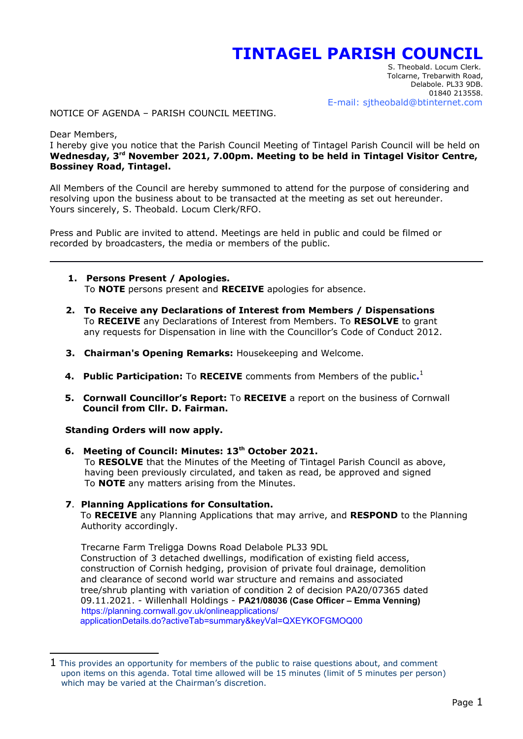# TINTAGEL PARISH COUNCIL

S. Theobald. Locum Clerk.
Tolcarne, Trebarwith Road,
Delabole. PL33 9DB.
01840 213558.
E-mail: sjtheobald@btinternet.com

NOTICE OF AGENDA – PARISH COUNCIL MEETING.

Dear Members,
I hereby give you notice that the Parish Council Meeting of Tintagel Parish Council will be held on **Wednesday, 3rd November 2021, 7.00pm. Meeting to be held in Tintagel Visitor Centre, Bossiney Road, Tintagel.**

All Members of the Council are hereby summoned to attend for the purpose of considering and resolving upon the business about to be transacted at the meeting as set out hereunder.
Yours sincerely, S. Theobald. Locum Clerk/RFO.

Press and Public are invited to attend. Meetings are held in public and could be filmed or recorded by broadcasters, the media or members of the public.

---

1. **Persons Present / Apologies.**
   To **NOTE** persons present and **RECEIVE** apologies for absence.

2. **To Receive any Declarations of Interest from Members / Dispensations**
   To **RECEIVE** any Declarations of Interest from Members. To **RESOLVE** to grant any requests for Dispensation in line with the Councillor's Code of Conduct 2012.

3. **Chairman's Opening Remarks:** Housekeeping and Welcome.

4. **Public Participation:** To **RECEIVE** comments from Members of the public.[1]

5. **Cornwall Councillor's Report:** To **RECEIVE** a report on the business of Cornwall **Council from Cllr. D. Fairman.**

**Standing Orders will now apply.**

6. **Meeting of Council: Minutes: 13th October 2021.**
   To **RESOLVE** that the Minutes of the Meeting of Tintagel Parish Council as above, having been previously circulated, and taken as read, be approved and signed
   To **NOTE** any matters arising from the Minutes.

7. **Planning Applications for Consultation.**
   To **RECEIVE** any Planning Applications that may arrive, and **RESPOND** to the Planning Authority accordingly.

   Trecarne Farm Treligga Downs Road Delabole PL33 9DL
   Construction of 3 detached dwellings, modification of existing field access, construction of Cornish hedging, provision of private foul drainage, demolition and clearance of second world war structure and remains and associated tree/shrub planting with variation of condition 2 of decision PA20/07365 dated 09.11.2021. - Willenhall Holdings - **PA21/08036 (Case Officer – Emma Venning)**
   https://planning.cornwall.gov.uk/onlineapplications/applicationDetails.do?activeTab=summary&keyVal=QXEYKOFGMOQ00

---

[1] This provides an opportunity for members of the public to raise questions about, and comment upon items on this agenda. Total time allowed will be 15 minutes (limit of 5 minutes per person) which may be varied at the Chairman's discretion.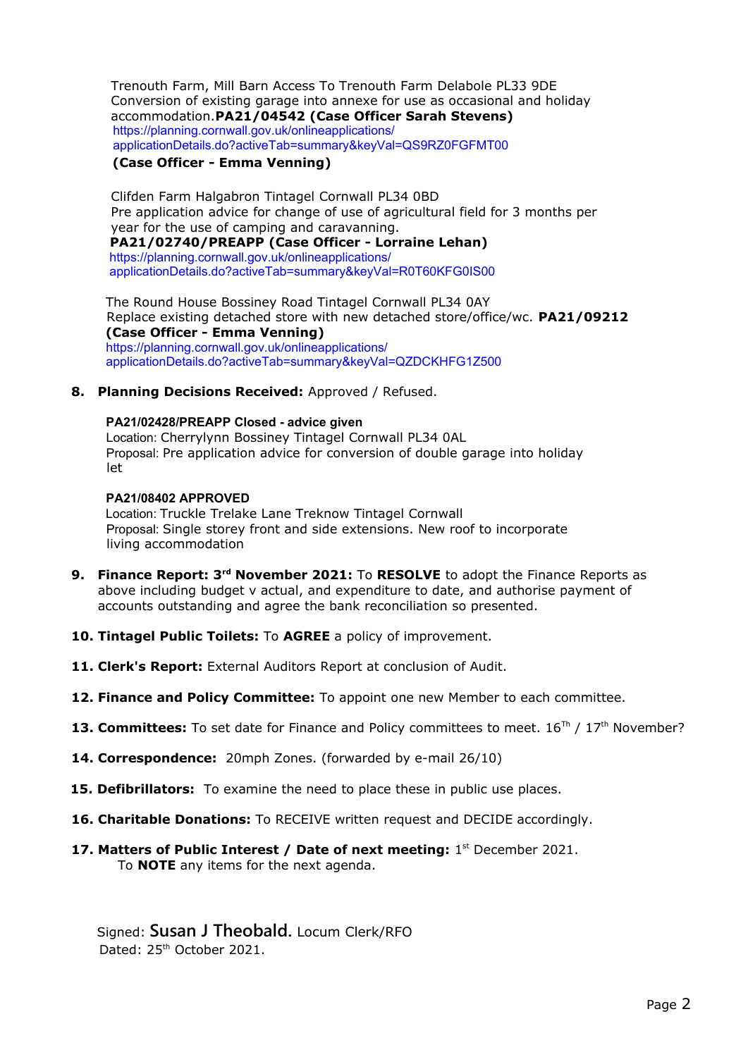Trenouth Farm, Mill Barn Access To Trenouth Farm Delabole PL33 9DE
Conversion of existing garage into annexe for use as occasional and holiday accommodation.**PA21/04542 (Case Officer Sarah Stevens)**
https://planning.cornwall.gov.uk/onlineapplications/applicationDetails.do?activeTab=summary&keyVal=QS9RZ0FGFMT00
**(Case Officer - Emma Venning)**

Clifden Farm Halgabron Tintagel Cornwall PL34 0BD
Pre application advice for change of use of agricultural field for 3 months per year for the use of camping and caravanning.
**PA21/02740/PREAPP (Case Officer - Lorraine Lehan)**
https://planning.cornwall.gov.uk/onlineapplications/applicationDetails.do?activeTab=summary&keyVal=R0T60KFG0IS00

The Round House Bossiney Road Tintagel Cornwall PL34 0AY
Replace existing detached store with new detached store/office/wc. **PA21/09212 (Case Officer - Emma Venning)**
https://planning.cornwall.gov.uk/onlineapplications/applicationDetails.do?activeTab=summary&keyVal=QZDCKHFG1Z500

8. **Planning Decisions Received:** Approved / Refused.

   **PA21/02428/PREAPP Closed - advice given**
   Location: Cherrylynn Bossiney Tintagel Cornwall PL34 0AL
   Proposal: Pre application advice for conversion of double garage into holiday let

   **PA21/08402 APPROVED**
   Location: Truckle Trelake Lane Treknow Tintagel Cornwall
   Proposal: Single storey front and side extensions. New roof to incorporate living accommodation

9. **Finance Report: 3rd November 2021:** To **RESOLVE** to adopt the Finance Reports as above including budget v actual, and expenditure to date, and authorise payment of accounts outstanding and agree the bank reconciliation so presented.

10. **Tintagel Public Toilets:** To **AGREE** a policy of improvement.

11. **Clerk's Report:** External Auditors Report at conclusion of Audit.

12. **Finance and Policy Committee:** To appoint one new Member to each committee.

13. **Committees:** To set date for Finance and Policy committees to meet. 16Th / 17th November?

14. **Correspondence:** 20mph Zones. (forwarded by e-mail 26/10)

15. **Defibrillators:** To examine the need to place these in public use places.

16. **Charitable Donations:** To RECEIVE written request and DECIDE accordingly.

17. **Matters of Public Interest / Date of next meeting:** 1st December 2021.
    To **NOTE** any items for the next agenda.

Signed: Susan J Theobald. Locum Clerk/RFO
Dated: 25th October 2021.